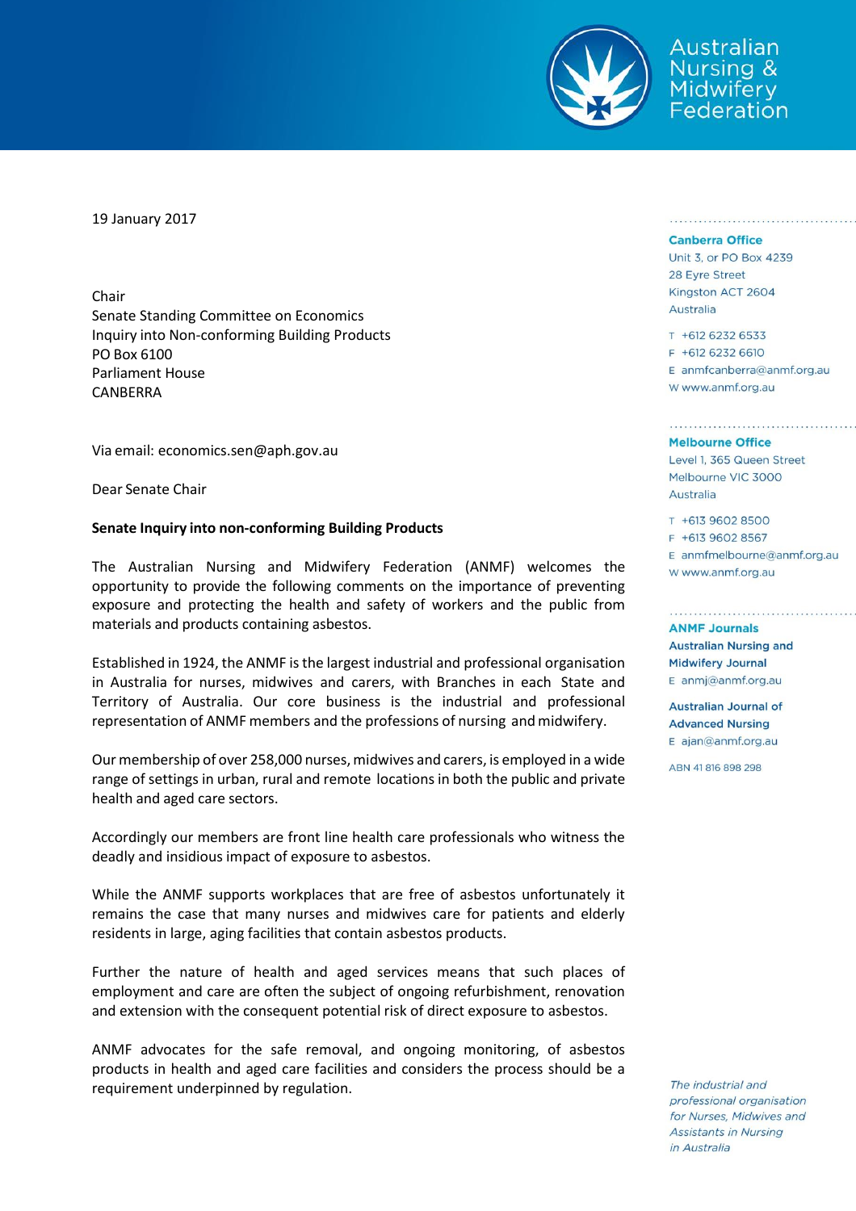Australian Nursing & Midwifery Federation

19 January 2017

Chair
Senate Standing Committee on Economics
Inquiry into Non-conforming Building Products
PO Box 6100
Parliament House
CANBERRA

Via email: economics.sen@aph.gov.au

Dear Senate Chair

**Senate Inquiry into non-conforming Building Products**

The Australian Nursing and Midwifery Federation (ANMF) welcomes the opportunity to provide the following comments on the importance of preventing exposure and protecting the health and safety of workers and the public from materials and products containing asbestos.

Established in 1924, the ANMF is the largest industrial and professional organisation in Australia for nurses, midwives and carers, with Branches in each State and Territory of Australia. Our core business is the industrial and professional representation of ANMF members and the professions of nursing and midwifery.

Our membership of over 258,000 nurses, midwives and carers, is employed in a wide range of settings in urban, rural and remote locations in both the public and private health and aged care sectors.

Accordingly our members are front line health care professionals who witness the deadly and insidious impact of exposure to asbestos.

While the ANMF supports workplaces that are free of asbestos unfortunately it remains the case that many nurses and midwives care for patients and elderly residents in large, aging facilities that contain asbestos products.

Further the nature of health and aged services means that such places of employment and care are often the subject of ongoing refurbishment, renovation and extension with the consequent potential risk of direct exposure to asbestos.

ANMF advocates for the safe removal, and ongoing monitoring, of asbestos products in health and aged care facilities and considers the process should be a requirement underpinned by regulation.

**Canberra Office**
Unit 3, or PO Box 4239
28 Eyre Street
Kingston ACT 2604
Australia

T +612 6232 6533
F +612 6232 6610
E anmfcanberra@anmf.org.au
W www.anmf.org.au

**Melbourne Office**
Level 1, 365 Queen Street
Melbourne VIC 3000
Australia

T +613 9602 8500
F +613 9602 8567
E anmfmelbourne@anmf.org.au
W www.anmf.org.au

**ANMF Journals**

**Australian Nursing and Midwifery Journal**
E anmj@anmf.org.au

**Australian Journal of Advanced Nursing**
E ajan@anmf.org.au

ABN 41 816 898 298

*The industrial and professional organisation for Nurses, Midwives and Assistants in Nursing in Australia*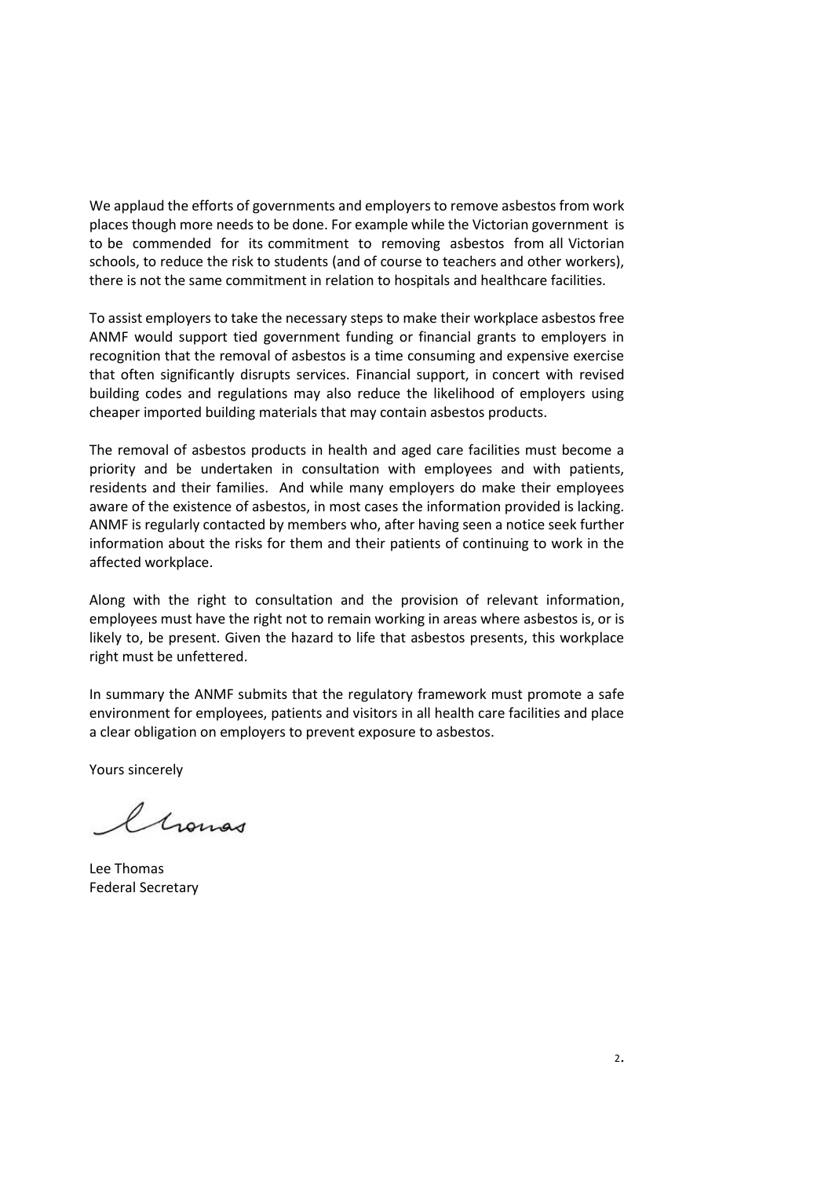We applaud the efforts of governments and employers to remove asbestos from work places though more needs to be done. For example while the Victorian government is to be commended for its commitment to removing asbestos from all Victorian schools, to reduce the risk to students (and of course to teachers and other workers), there is not the same commitment in relation to hospitals and healthcare facilities.

To assist employers to take the necessary steps to make their workplace asbestos free ANMF would support tied government funding or financial grants to employers in recognition that the removal of asbestos is a time consuming and expensive exercise that often significantly disrupts services. Financial support, in concert with revised building codes and regulations may also reduce the likelihood of employers using cheaper imported building materials that may contain asbestos products.

The removal of asbestos products in health and aged care facilities must become a priority and be undertaken in consultation with employees and with patients, residents and their families. And while many employers do make their employees aware of the existence of asbestos, in most cases the information provided is lacking. ANMF is regularly contacted by members who, after having seen a notice seek further information about the risks for them and their patients of continuing to work in the affected workplace.

Along with the right to consultation and the provision of relevant information, employees must have the right not to remain working in areas where asbestos is, or is likely to, be present. Given the hazard to life that asbestos presents, this workplace right must be unfettered.

In summary the ANMF submits that the regulatory framework must promote a safe environment for employees, patients and visitors in all health care facilities and place a clear obligation on employers to prevent exposure to asbestos.

Yours sincerely

Lee Thomas
Federal Secretary